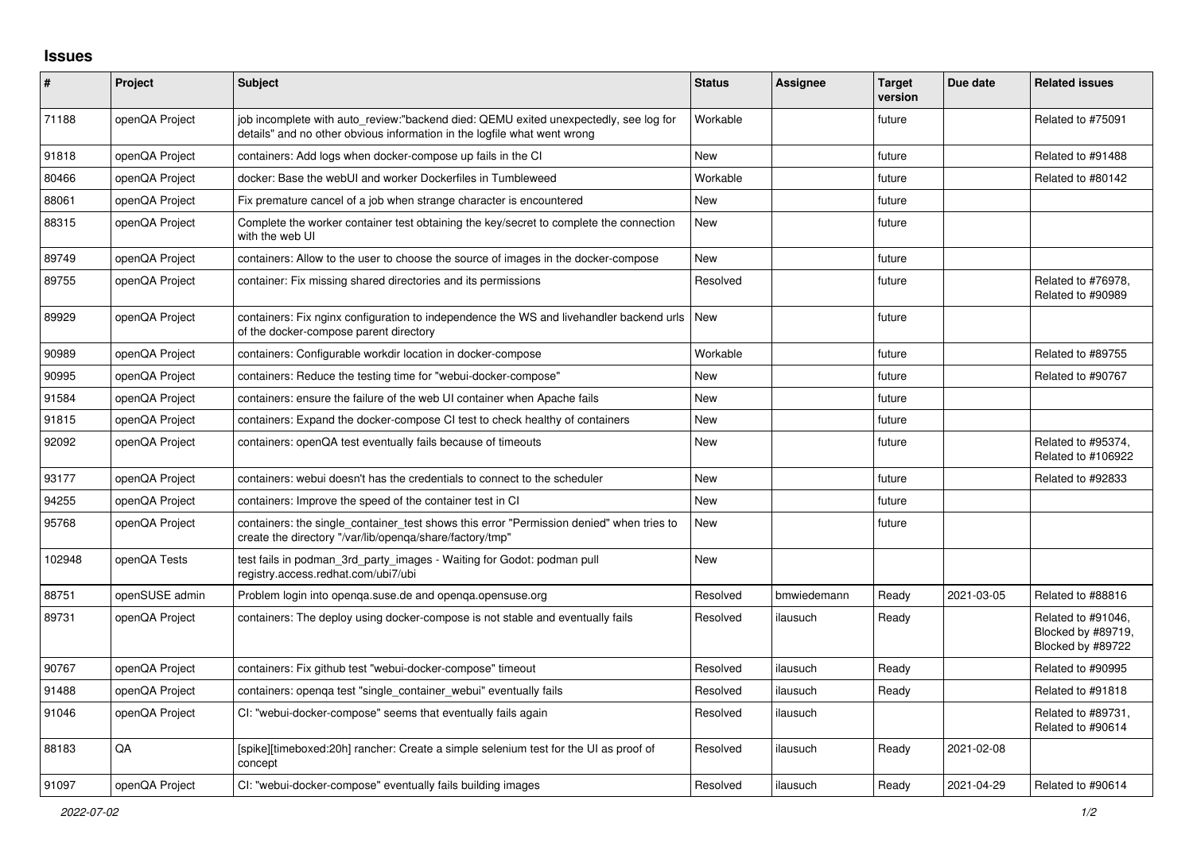## Issues

| # | Project | Subject | Status | Assignee | Target version | Due date | Related issues |
|---|---|---|---|---|---|---|---|
| 71188 | openQA Project | job incomplete with auto_review:"backend died: QEMU exited unexpectedly, see log for details" and no other obvious information in the logfile what went wrong | Workable | | future | | Related to #75091 |
| 91818 | openQA Project | containers: Add logs when docker-compose up fails in the CI | New | | future | | Related to #91488 |
| 80466 | openQA Project | docker: Base the webUI and worker Dockerfiles in Tumbleweed | Workable | | future | | Related to #80142 |
| 88061 | openQA Project | Fix premature cancel of a job when strange character is encountered | New | | future | | |
| 88315 | openQA Project | Complete the worker container test obtaining the key/secret to complete the connection with the web UI | New | | future | | |
| 89749 | openQA Project | containers: Allow to the user to choose the source of images in the docker-compose | New | | future | | |
| 89755 | openQA Project | container: Fix missing shared directories and its permissions | Resolved | | future | | Related to #76978, Related to #90989 |
| 89929 | openQA Project | containers: Fix nginx configuration to independence the WS and livehandler backend urls of the docker-compose parent directory | New | | future | | |
| 90989 | openQA Project | containers: Configurable workdir location in docker-compose | Workable | | future | | Related to #89755 |
| 90995 | openQA Project | containers: Reduce the testing time for "webui-docker-compose" | New | | future | | Related to #90767 |
| 91584 | openQA Project | containers: ensure the failure of the web UI container when Apache fails | New | | future | | |
| 91815 | openQA Project | containers: Expand the docker-compose CI test to check healthy of containers | New | | future | | |
| 92092 | openQA Project | containers: openQA test eventually fails because of timeouts | New | | future | | Related to #95374, Related to #106922 |
| 93177 | openQA Project | containers: webui doesn't has the credentials to connect to the scheduler | New | | future | | Related to #92833 |
| 94255 | openQA Project | containers: Improve the speed of the container test in CI | New | | future | | |
| 95768 | openQA Project | containers: the single_container_test shows this error "Permission denied" when tries to create the directory "/var/lib/openqa/share/factory/tmp" | New | | future | | |
| 102948 | openQA Tests | test fails in podman_3rd_party_images - Waiting for Godot: podman pull registry.access.redhat.com/ubi7/ubi | New | | | | |
| 88751 | openSUSE admin | Problem login into openqa.suse.de and openqa.opensuse.org | Resolved | bmwiedemann | Ready | 2021-03-05 | Related to #88816 |
| 89731 | openQA Project | containers: The deploy using docker-compose is not stable and eventually fails | Resolved | ilausuch | Ready | | Related to #91046, Blocked by #89719, Blocked by #89722 |
| 90767 | openQA Project | containers: Fix github test "webui-docker-compose" timeout | Resolved | ilausuch | Ready | | Related to #90995 |
| 91488 | openQA Project | containers: openqa test "single_container_webui" eventually fails | Resolved | ilausuch | Ready | | Related to #91818 |
| 91046 | openQA Project | CI: "webui-docker-compose" seems that eventually fails again | Resolved | ilausuch | | | Related to #89731, Related to #90614 |
| 88183 | QA | [spike][timeboxed:20h] rancher: Create a simple selenium test for the UI as proof of concept | Resolved | ilausuch | Ready | 2021-02-08 | |
| 91097 | openQA Project | CI: "webui-docker-compose" eventually fails building images | Resolved | ilausuch | Ready | 2021-04-29 | Related to #90614 |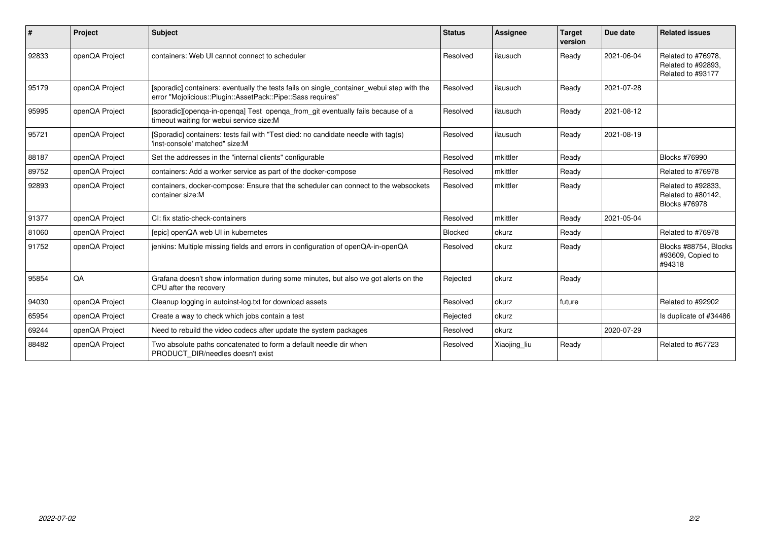| # | Project | Subject | Status | Assignee | Target version | Due date | Related issues |
|---|---|---|---|---|---|---|---|
| 92833 | openQA Project | containers: Web UI cannot connect to scheduler | Resolved | ilausuch | Ready | 2021-06-04 | Related to #76978, Related to #92893, Related to #93177 |
| 95179 | openQA Project | [sporadic] containers: eventually the tests fails on single_container_webui step with the error "Mojolicious::Plugin::AssetPack::Pipe::Sass requires" | Resolved | ilausuch | Ready | 2021-07-28 | |
| 95995 | openQA Project | [sporadic][openqa-in-openqa] Test openqa_from_git eventually fails because of a timeout waiting for webui service size:M | Resolved | ilausuch | Ready | 2021-08-12 | |
| 95721 | openQA Project | [Sporadic] containers: tests fail with "Test died: no candidate needle with tag(s) 'inst-console' matched" size:M | Resolved | ilausuch | Ready | 2021-08-19 | |
| 88187 | openQA Project | Set the addresses in the "internal clients" configurable | Resolved | mkittler | Ready | | Blocks #76990 |
| 89752 | openQA Project | containers: Add a worker service as part of the docker-compose | Resolved | mkittler | Ready | | Related to #76978 |
| 92893 | openQA Project | containers, docker-compose: Ensure that the scheduler can connect to the websockets container size:M | Resolved | mkittler | Ready | | Related to #92833, Related to #80142, Blocks #76978 |
| 91377 | openQA Project | CI: fix static-check-containers | Resolved | mkittler | Ready | 2021-05-04 | |
| 81060 | openQA Project | [epic] openQA web UI in kubernetes | Blocked | okurz | Ready | | Related to #76978 |
| 91752 | openQA Project | jenkins: Multiple missing fields and errors in configuration of openQA-in-openQA | Resolved | okurz | Ready | | Blocks #88754, Blocks #93609, Copied to #94318 |
| 95854 | QA | Grafana doesn't show information during some minutes, but also we got alerts on the CPU after the recovery | Rejected | okurz | Ready | | |
| 94030 | openQA Project | Cleanup logging in autoinst-log.txt for download assets | Resolved | okurz | future | | Related to #92902 |
| 65954 | openQA Project | Create a way to check which jobs contain a test | Rejected | okurz | | | Is duplicate of #34486 |
| 69244 | openQA Project | Need to rebuild the video codecs after update the system packages | Resolved | okurz | | 2020-07-29 | |
| 88482 | openQA Project | Two absolute paths concatenated to form a default needle dir when PRODUCT_DIR/needles doesn't exist | Resolved | Xiaojing_liu | Ready | | Related to #67723 |